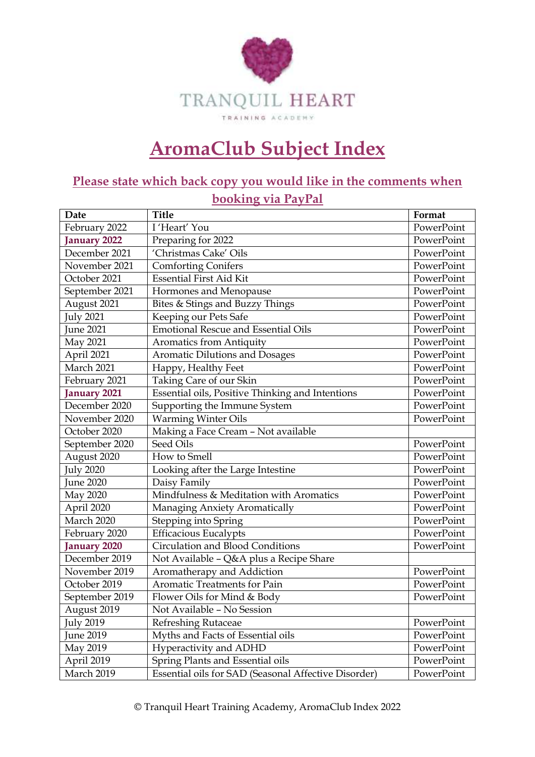TRANQUIL HEART

TRAINING ACADEMY

# AromaClub Subject Index

## Please state which back copy you would like in the comments when booking via PayPal

| Date | Title | Format |
|---|---|---|
| February 2022 | I 'Heart' You | PowerPoint |
| **January 2022** | Preparing for 2022 | PowerPoint |
| December 2021 | 'Christmas Cake' Oils | PowerPoint |
| November 2021 | Comforting Conifers | PowerPoint |
| October 2021 | Essential First Aid Kit | PowerPoint |
| September 2021 | Hormones and Menopause | PowerPoint |
| August 2021 | Bites & Stings and Buzzy Things | PowerPoint |
| July 2021 | Keeping our Pets Safe | PowerPoint |
| June 2021 | Emotional Rescue and Essential Oils | PowerPoint |
| May 2021 | Aromatics from Antiquity | PowerPoint |
| April 2021 | Aromatic Dilutions and Dosages | PowerPoint |
| March 2021 | Happy, Healthy Feet | PowerPoint |
| February 2021 | Taking Care of our Skin | PowerPoint |
| **January 2021** | Essential oils, Positive Thinking and Intentions | PowerPoint |
| December 2020 | Supporting the Immune System | PowerPoint |
| November 2020 | Warming Winter Oils | PowerPoint |
| October 2020 | Making a Face Cream – Not available | |
| September 2020 | Seed Oils | PowerPoint |
| August 2020 | How to Smell | PowerPoint |
| July 2020 | Looking after the Large Intestine | PowerPoint |
| June 2020 | Daisy Family | PowerPoint |
| May 2020 | Mindfulness & Meditation with Aromatics | PowerPoint |
| April 2020 | Managing Anxiety Aromatically | PowerPoint |
| March 2020 | Stepping into Spring | PowerPoint |
| February 2020 | Efficacious Eucalypts | PowerPoint |
| **January 2020** | Circulation and Blood Conditions | PowerPoint |
| December 2019 | Not Available – Q&A plus a Recipe Share | |
| November 2019 | Aromatherapy and Addiction | PowerPoint |
| October 2019 | Aromatic Treatments for Pain | PowerPoint |
| September 2019 | Flower Oils for Mind & Body | PowerPoint |
| August 2019 | Not Available – No Session | |
| July 2019 | Refreshing Rutaceae | PowerPoint |
| June 2019 | Myths and Facts of Essential oils | PowerPoint |
| May 2019 | Hyperactivity and ADHD | PowerPoint |
| April 2019 | Spring Plants and Essential oils | PowerPoint |
| March 2019 | Essential oils for SAD (Seasonal Affective Disorder) | PowerPoint |

© Tranquil Heart Training Academy, AromaClub Index 2022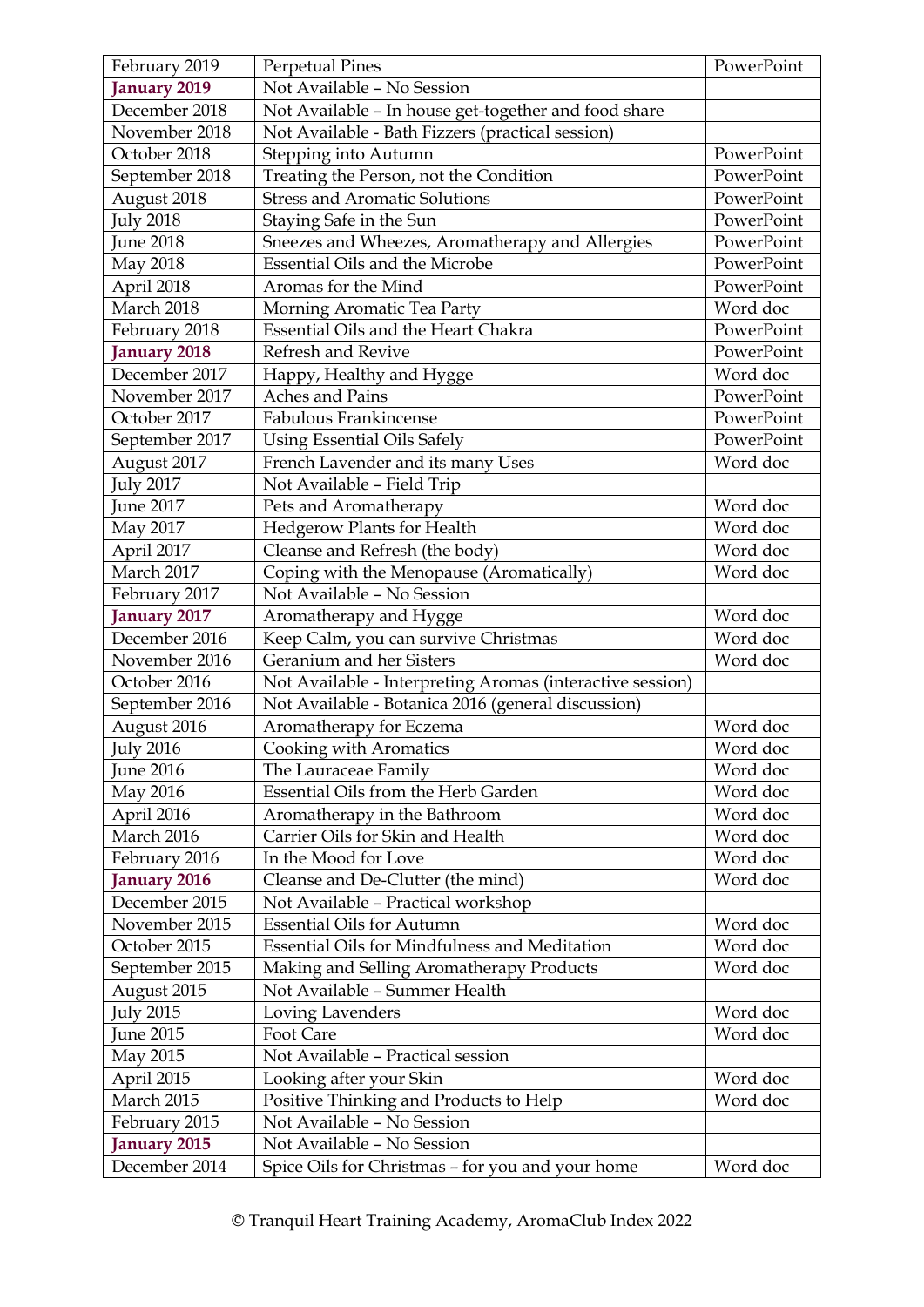| February 2019 | Perpetual Pines | PowerPoint |
|---|---|---|
| **January 2019** | Not Available – No Session | |
| December 2018 | Not Available – In house get-together and food share | |
| November 2018 | Not Available - Bath Fizzers (practical session) | |
| October 2018 | Stepping into Autumn | PowerPoint |
| September 2018 | Treating the Person, not the Condition | PowerPoint |
| August 2018 | Stress and Aromatic Solutions | PowerPoint |
| July 2018 | Staying Safe in the Sun | PowerPoint |
| June 2018 | Sneezes and Wheezes, Aromatherapy and Allergies | PowerPoint |
| May 2018 | Essential Oils and the Microbe | PowerPoint |
| April 2018 | Aromas for the Mind | PowerPoint |
| March 2018 | Morning Aromatic Tea Party | Word doc |
| February 2018 | Essential Oils and the Heart Chakra | PowerPoint |
| **January 2018** | Refresh and Revive | PowerPoint |
| December 2017 | Happy, Healthy and Hygge | Word doc |
| November 2017 | Aches and Pains | PowerPoint |
| October 2017 | Fabulous Frankincense | PowerPoint |
| September 2017 | Using Essential Oils Safely | PowerPoint |
| August 2017 | French Lavender and its many Uses | Word doc |
| July 2017 | Not Available – Field Trip | |
| June 2017 | Pets and Aromatherapy | Word doc |
| May 2017 | Hedgerow Plants for Health | Word doc |
| April 2017 | Cleanse and Refresh (the body) | Word doc |
| March 2017 | Coping with the Menopause (Aromatically) | Word doc |
| February 2017 | Not Available – No Session | |
| **January 2017** | Aromatherapy and Hygge | Word doc |
| December 2016 | Keep Calm, you can survive Christmas | Word doc |
| November 2016 | Geranium and her Sisters | Word doc |
| October 2016 | Not Available - Interpreting Aromas (interactive session) | |
| September 2016 | Not Available - Botanica 2016 (general discussion) | |
| August 2016 | Aromatherapy for Eczema | Word doc |
| July 2016 | Cooking with Aromatics | Word doc |
| June 2016 | The Lauraceae Family | Word doc |
| May 2016 | Essential Oils from the Herb Garden | Word doc |
| April 2016 | Aromatherapy in the Bathroom | Word doc |
| March 2016 | Carrier Oils for Skin and Health | Word doc |
| February 2016 | In the Mood for Love | Word doc |
| **January 2016** | Cleanse and De-Clutter (the mind) | Word doc |
| December 2015 | Not Available – Practical workshop | |
| November 2015 | Essential Oils for Autumn | Word doc |
| October 2015 | Essential Oils for Mindfulness and Meditation | Word doc |
| September 2015 | Making and Selling Aromatherapy Products | Word doc |
| August 2015 | Not Available – Summer Health | |
| July 2015 | Loving Lavenders | Word doc |
| June 2015 | Foot Care | Word doc |
| May 2015 | Not Available – Practical session | |
| April 2015 | Looking after your Skin | Word doc |
| March 2015 | Positive Thinking and Products to Help | Word doc |
| February 2015 | Not Available – No Session | |
| **January 2015** | Not Available – No Session | |
| December 2014 | Spice Oils for Christmas – for you and your home | Word doc |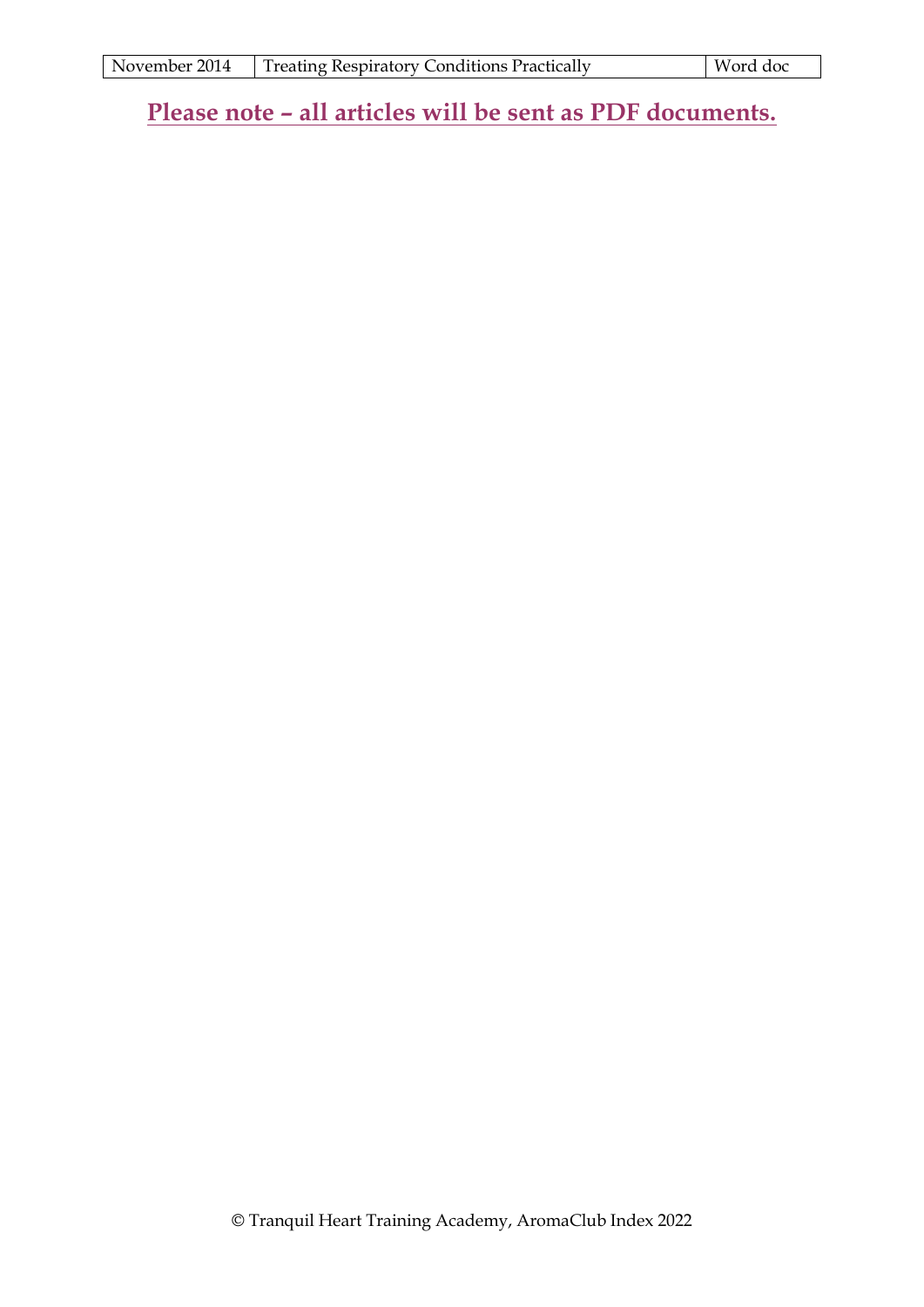| | | |
|---|---|---|
| November 2014 | Treating Respiratory Conditions Practically | Word doc |

**Please note – all articles will be sent as PDF documents.**